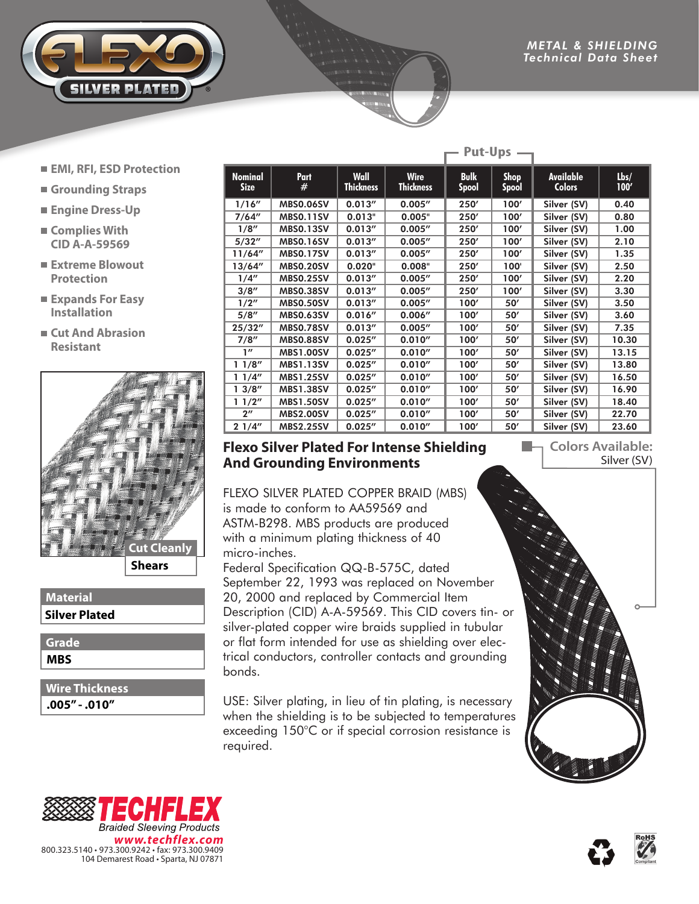# FLEXO SILVER PLATED

**METAL & SHIELDING**
**Technical Data Sheet**

- EMI, RFI, ESD Protection
- Grounding Straps
- Engine Dress-Up
- Complies With CID A-A-59569
- Extreme Blowout Protection
- Expands For Easy Installation
- Cut And Abrasion Resistant

**Cut Cleanly**
**Shears**

| Material |
|---|
| Silver Plated |

| Grade |
|---|
| MBS |

| Wire Thickness |
|---|
| .005" - .010" |

| Nominal Size | Part # | Wall Thickness | Wire Thickness | Put-Ups | | Available Colors | Lbs/ 100' |
|---|---|---|---|---|---|---|---|
| | | | | Bulk Spool | Shop Spool | | |
| 1/16" | MBS0.06SV | 0.013" | 0.005" | 250' | 100' | Silver (SV) | 0.40 |
| 7/64" | MBS0.11SV | 0.013" | 0.005" | 250' | 100' | Silver (SV) | 0.80 |
| 1/8" | MBS0.13SV | 0.013" | 0.005" | 250' | 100' | Silver (SV) | 1.00 |
| 5/32" | MBS0.16SV | 0.013" | 0.005" | 250' | 100' | Silver (SV) | 2.10 |
| 11/64" | MBS0.17SV | 0.013" | 0.005" | 250' | 100' | Silver (SV) | 1.35 |
| 13/64" | MBS0.20SV | 0.020" | 0.008" | 250' | 100' | Silver (SV) | 2.50 |
| 1/4" | MBS0.25SV | 0.013" | 0.005" | 250' | 100' | Silver (SV) | 2.20 |
| 3/8" | MBS0.38SV | 0.013" | 0.005" | 250' | 100' | Silver (SV) | 3.30 |
| 1/2" | MBS0.50SV | 0.013" | 0.005" | 100' | 50' | Silver (SV) | 3.50 |
| 5/8" | MBS0.63SV | 0.016" | 0.006" | 100' | 50' | Silver (SV) | 3.60 |
| 25/32" | MBS0.78SV | 0.013" | 0.005" | 100' | 50' | Silver (SV) | 7.35 |
| 7/8" | MBS0.88SV | 0.025" | 0.010" | 100' | 50' | Silver (SV) | 10.30 |
| 1" | MBS1.00SV | 0.025" | 0.010" | 100' | 50' | Silver (SV) | 13.15 |
| 1 1/8" | MBS1.13SV | 0.025" | 0.010" | 100' | 50' | Silver (SV) | 13.80 |
| 1 1/4" | MBS1.25SV | 0.025" | 0.010" | 100' | 50' | Silver (SV) | 16.50 |
| 1 3/8" | MBS1.38SV | 0.025" | 0.010" | 100' | 50' | Silver (SV) | 16.90 |
| 1 1/2" | MBS1.50SV | 0.025" | 0.010" | 100' | 50' | Silver (SV) | 18.40 |
| 2" | MBS2.00SV | 0.025" | 0.010" | 100' | 50' | Silver (SV) | 22.70 |
| 2 1/4" | MBS2.25SV | 0.025" | 0.010" | 100' | 50' | Silver (SV) | 23.60 |

## Flexo Silver Plated For Intense Shielding And Grounding Environments

**Colors Available:**
Silver (SV)

FLEXO SILVER PLATED COPPER BRAID (MBS) is made to conform to AA59569 and ASTM-B298. MBS products are produced with a minimum plating thickness of 40 micro-inches.

Federal Specification QQ-B-575C, dated September 22, 1993 was replaced on November 20, 2000 and replaced by Commercial Item Description (CID) A-A-59569. This CID covers tin- or silver-plated copper wire braids supplied in tubular or flat form intended for use as shielding over electrical conductors, controller contacts and grounding bonds.

USE: Silver plating, in lieu of tin plating, is necessary when the shielding is to be subjected to temperatures exceeding 150°C or if special corrosion resistance is required.

**TECHFLEX**
Braided Sleeving Products
www.techflex.com
800.323.5140 • 973.300.9242 • fax: 973.300.9409
104 Demarest Road • Sparta, NJ 07871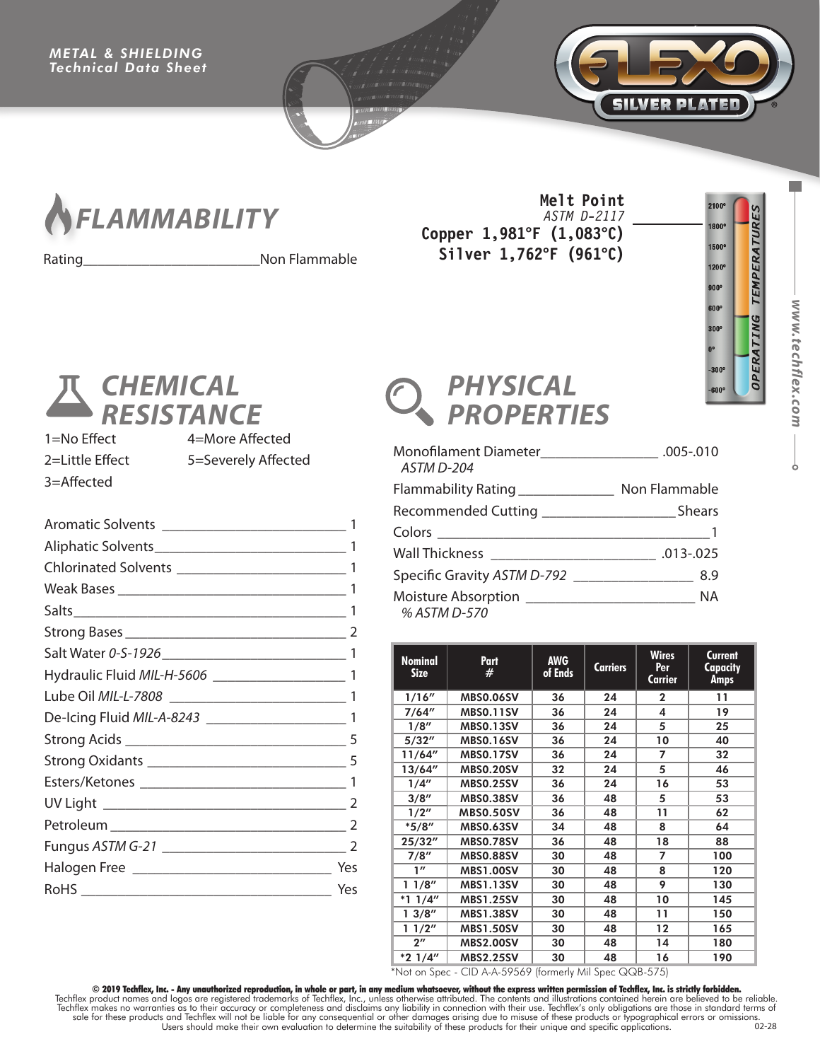METAL & SHIELDING
Technical Data Sheet

FLEXO SILVER PLATED®

# FLAMMABILITY

Rating ________________________ Non Flammable

**Melt Point**
*ASTM D-2117*
**Copper 1,981°F (1,083°C)**
**Silver 1,762°F (961°C)**

OPERATING TEMPERATURES
2100°
1800°
1500°
1200°
900°
600°
300°
0°
-300°
-600°

# CHEMICAL RESISTANCE

1=No Effect
2=Little Effect
3=Affected
4=More Affected
5=Severely Affected

| | |
|---|---|
| Aromatic Solvents | 1 |
| Aliphatic Solvents | 1 |
| Chlorinated Solvents | 1 |
| Weak Bases | 1 |
| Salts | 1 |
| Strong Bases | 2 |
| Salt Water *0-S-1926* | 1 |
| Hydraulic Fluid *MIL-H-5606* | 1 |
| Lube Oil *MIL-L-7808* | 1 |
| De-Icing Fluid *MIL-A-8243* | 1 |
| Strong Acids | 5 |
| Strong Oxidants | 5 |
| Esters/Ketones | 1 |
| UV Light | 2 |
| Petroleum | 2 |
| Fungus *ASTM G-21* | 2 |
| Halogen Free | Yes |
| RoHS | Yes |

# PHYSICAL PROPERTIES

| | |
|---|---|
| Monofilament Diameter *ASTM D-204* | .005-.010 |
| Flammability Rating | Non Flammable |
| Recommended Cutting | Shears |
| Colors | 1 |
| Wall Thickness | .013-.025 |
| Specific Gravity *ASTM D-792* | 8.9 |
| Moisture Absorption *% ASTM D-570* | NA |

| Nominal Size | Part # | AWG of Ends | Carriers | Wires Per Carrier | Current Capacity Amps |
|---|---|---|---|---|---|
| 1/16″ | MBS0.06SV | 36 | 24 | 2 | 11 |
| 7/64″ | MBS0.11SV | 36 | 24 | 4 | 19 |
| 1/8″ | MBS0.13SV | 36 | 24 | 5 | 25 |
| 5/32″ | MBS0.16SV | 36 | 24 | 10 | 40 |
| 11/64″ | MBS0.17SV | 36 | 24 | 7 | 32 |
| 13/64″ | MBS0.20SV | 32 | 24 | 5 | 46 |
| 1/4″ | MBS0.25SV | 36 | 24 | 16 | 53 |
| 3/8″ | MBS0.38SV | 36 | 48 | 5 | 53 |
| 1/2″ | MBS0.50SV | 36 | 48 | 11 | 62 |
| *5/8″ | MBS0.63SV | 34 | 48 | 8 | 64 |
| 25/32″ | MBS0.78SV | 36 | 48 | 18 | 88 |
| 7/8″ | MBS0.88SV | 30 | 48 | 7 | 100 |
| 1″ | MBS1.00SV | 30 | 48 | 8 | 120 |
| 1 1/8″ | MBS1.13SV | 30 | 48 | 9 | 130 |
| *1 1/4″ | MBS1.25SV | 30 | 48 | 10 | 145 |
| 1 3/8″ | MBS1.38SV | 30 | 48 | 11 | 150 |
| 1 1/2″ | MBS1.50SV | 30 | 48 | 12 | 165 |
| 2″ | MBS2.00SV | 30 | 48 | 14 | 180 |
| *2 1/4″ | MBS2.25SV | 30 | 48 | 16 | 190 |

*Not on Spec - CID A-A-59569 (formerly Mil Spec QQB-575)

www.techflex.com

**© 2019 Techflex, Inc. - Any unauthorized reproduction, in whole or part, in any medium whatsoever, without the express written permission of Techflex, Inc. is strictly forbidden.**
Techflex product names and logos are registered trademarks of Techflex, Inc., unless otherwise attributed. The contents and illustrations contained herein are believed to be reliable. Techflex makes no warranties as to their accuracy or completeness and disclaims any liability in connection with their use. Techflex's only obligations are those in standard terms of sale for these products and Techflex will not be liable for any consequential or other damages arising due to misuse of these products or typographical errors or omissions. Users should make their own evaluation to determine the suitability of these products for their unique and specific applications.
02-28